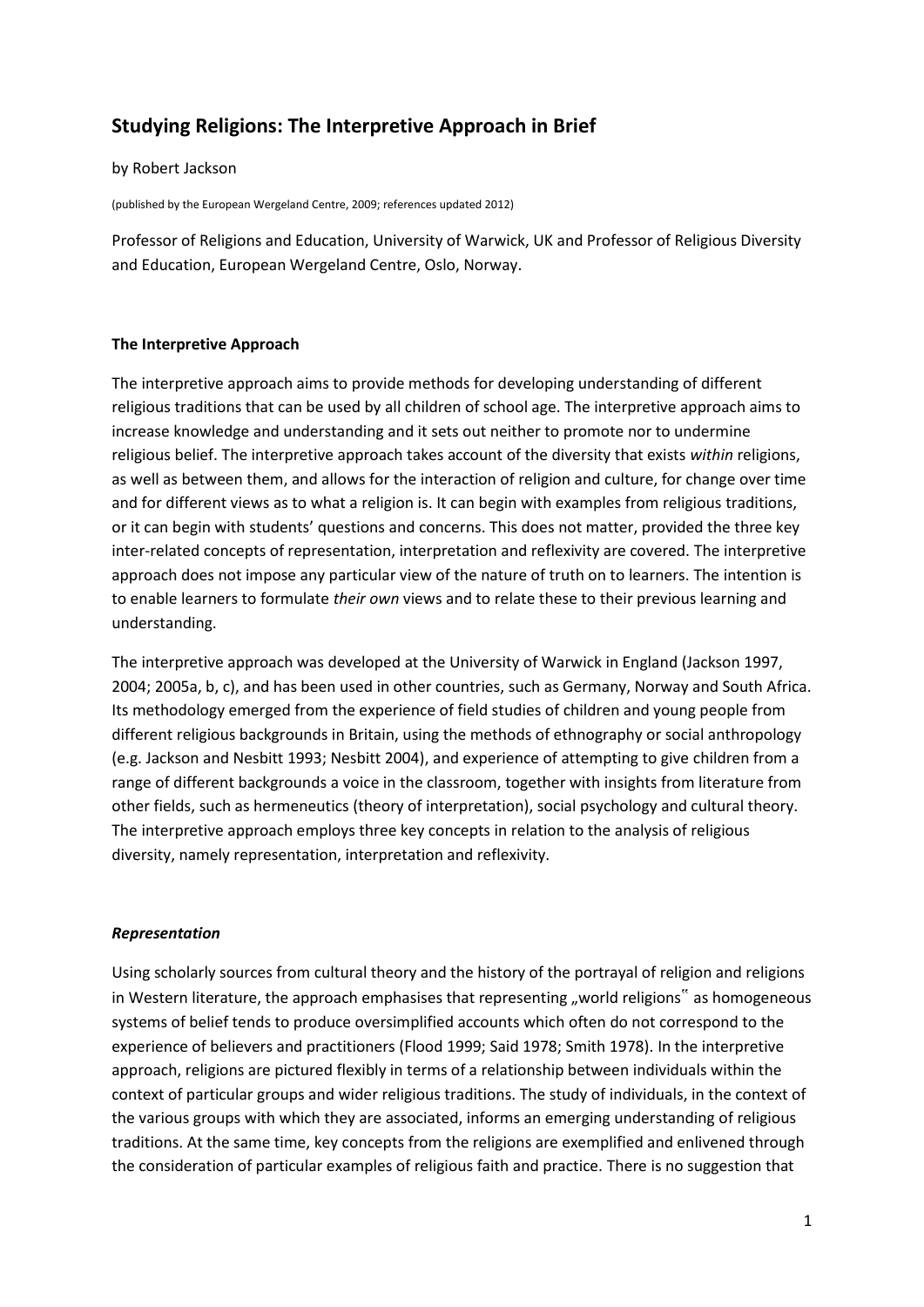# Studying Religions: The Interpretive Approach in Brief

by Robert Jackson

(published by the European Wergeland Centre, 2009; references updated 2012)

Professor of Religions and Education, University of Warwick, UK and Professor of Religious Diversity and Education, European Wergeland Centre, Oslo, Norway.

## The Interpretive Approach

The interpretive approach aims to provide methods for developing understanding of different religious traditions that can be used by all children of school age. The interpretive approach aims to increase knowledge and understanding and it sets out neither to promote nor to undermine religious belief. The interpretive approach takes account of the diversity that exists *within* religions, as well as between them, and allows for the interaction of religion and culture, for change over time and for different views as to what a religion is. It can begin with examples from religious traditions, or it can begin with students' questions and concerns. This does not matter, provided the three key inter-related concepts of representation, interpretation and reflexivity are covered. The interpretive approach does not impose any particular view of the nature of truth on to learners. The intention is to enable learners to formulate *their own* views and to relate these to their previous learning and understanding.

The interpretive approach was developed at the University of Warwick in England (Jackson 1997, 2004; 2005a, b, c), and has been used in other countries, such as Germany, Norway and South Africa. Its methodology emerged from the experience of field studies of children and young people from different religious backgrounds in Britain, using the methods of ethnography or social anthropology (e.g. Jackson and Nesbitt 1993; Nesbitt 2004), and experience of attempting to give children from a range of different backgrounds a voice in the classroom, together with insights from literature from other fields, such as hermeneutics (theory of interpretation), social psychology and cultural theory. The interpretive approach employs three key concepts in relation to the analysis of religious diversity, namely representation, interpretation and reflexivity.

### *Representation*

Using scholarly sources from cultural theory and the history of the portrayal of religion and religions in Western literature, the approach emphasises that representing „world religions" as homogeneous systems of belief tends to produce oversimplified accounts which often do not correspond to the experience of believers and practitioners (Flood 1999; Said 1978; Smith 1978). In the interpretive approach, religions are pictured flexibly in terms of a relationship between individuals within the context of particular groups and wider religious traditions. The study of individuals, in the context of the various groups with which they are associated, informs an emerging understanding of religious traditions. At the same time, key concepts from the religions are exemplified and enlivened through the consideration of particular examples of religious faith and practice. There is no suggestion that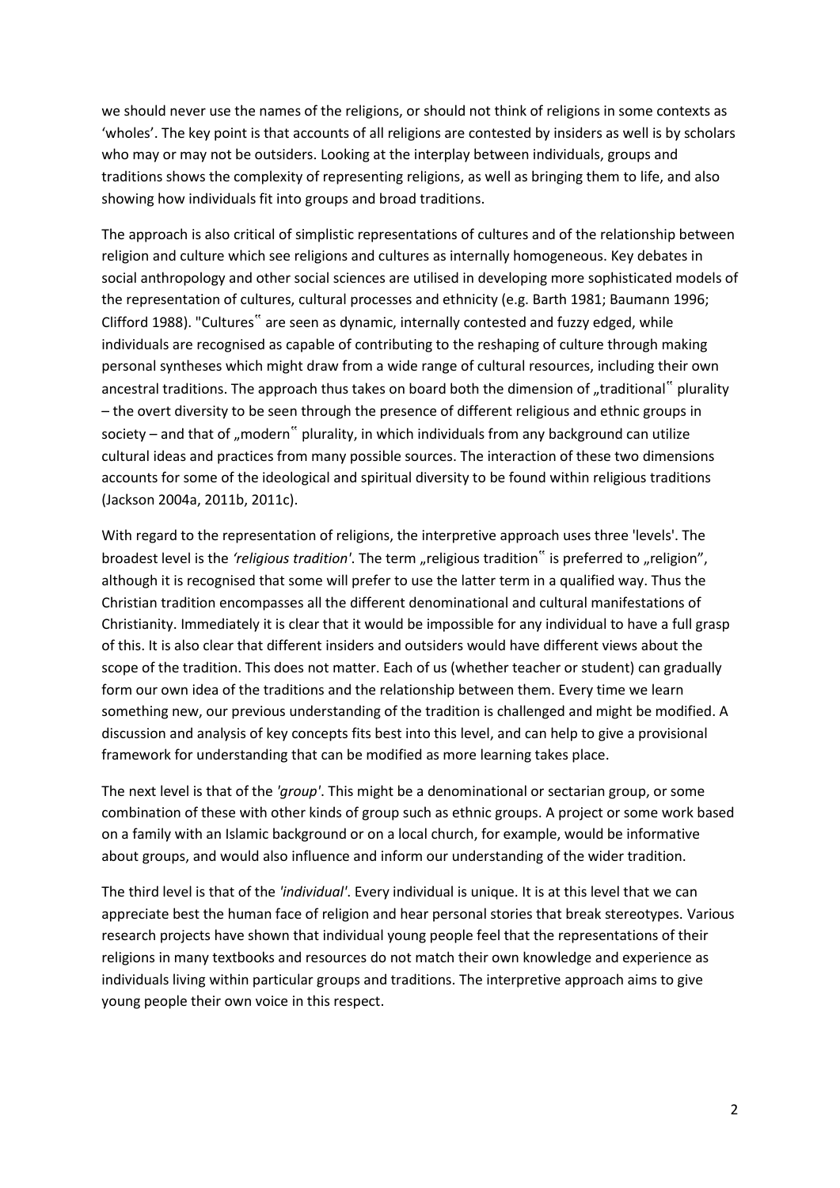we should never use the names of the religions, or should not think of religions in some contexts as 'wholes'. The key point is that accounts of all religions are contested by insiders as well is by scholars who may or may not be outsiders. Looking at the interplay between individuals, groups and traditions shows the complexity of representing religions, as well as bringing them to life, and also showing how individuals fit into groups and broad traditions.

The approach is also critical of simplistic representations of cultures and of the relationship between religion and culture which see religions and cultures as internally homogeneous. Key debates in social anthropology and other social sciences are utilised in developing more sophisticated models of the representation of cultures, cultural processes and ethnicity (e.g. Barth 1981; Baumann 1996; Clifford 1988). "Cultures‟ are seen as dynamic, internally contested and fuzzy edged, while individuals are recognised as capable of contributing to the reshaping of culture through making personal syntheses which might draw from a wide range of cultural resources, including their own ancestral traditions. The approach thus takes on board both the dimension of „traditional‟ plurality – the overt diversity to be seen through the presence of different religious and ethnic groups in society – and that of „modern‟ plurality, in which individuals from any background can utilize cultural ideas and practices from many possible sources. The interaction of these two dimensions accounts for some of the ideological and spiritual diversity to be found within religious traditions (Jackson 2004a, 2011b, 2011c).

With regard to the representation of religions, the interpretive approach uses three 'levels'. The broadest level is the *'religious tradition'*. The term „religious tradition‟ is preferred to „religion", although it is recognised that some will prefer to use the latter term in a qualified way. Thus the Christian tradition encompasses all the different denominational and cultural manifestations of Christianity. Immediately it is clear that it would be impossible for any individual to have a full grasp of this. It is also clear that different insiders and outsiders would have different views about the scope of the tradition. This does not matter. Each of us (whether teacher or student) can gradually form our own idea of the traditions and the relationship between them. Every time we learn something new, our previous understanding of the tradition is challenged and might be modified. A discussion and analysis of key concepts fits best into this level, and can help to give a provisional framework for understanding that can be modified as more learning takes place.

The next level is that of the *'group'*. This might be a denominational or sectarian group, or some combination of these with other kinds of group such as ethnic groups. A project or some work based on a family with an Islamic background or on a local church, for example, would be informative about groups, and would also influence and inform our understanding of the wider tradition.

The third level is that of the *'individual'*. Every individual is unique. It is at this level that we can appreciate best the human face of religion and hear personal stories that break stereotypes. Various research projects have shown that individual young people feel that the representations of their religions in many textbooks and resources do not match their own knowledge and experience as individuals living within particular groups and traditions. The interpretive approach aims to give young people their own voice in this respect.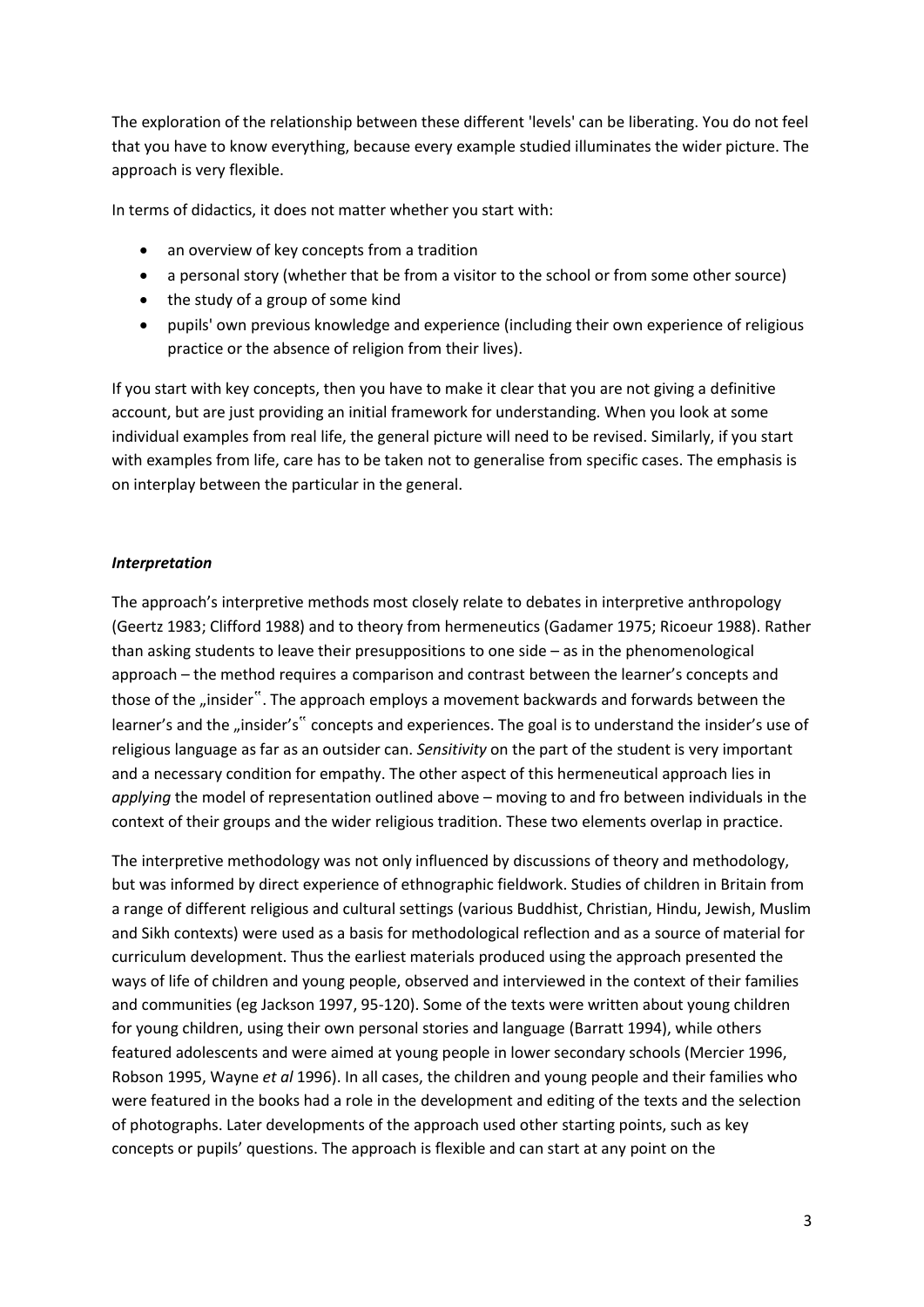The exploration of the relationship between these different 'levels' can be liberating. You do not feel that you have to know everything, because every example studied illuminates the wider picture. The approach is very flexible.

In terms of didactics, it does not matter whether you start with:

- an overview of key concepts from a tradition
- a personal story (whether that be from a visitor to the school or from some other source)
- the study of a group of some kind
- pupils' own previous knowledge and experience (including their own experience of religious practice or the absence of religion from their lives).

If you start with key concepts, then you have to make it clear that you are not giving a definitive account, but are just providing an initial framework for understanding. When you look at some individual examples from real life, the general picture will need to be revised. Similarly, if you start with examples from life, care has to be taken not to generalise from specific cases. The emphasis is on interplay between the particular in the general.

### *Interpretation*

The approach's interpretive methods most closely relate to debates in interpretive anthropology (Geertz 1983; Clifford 1988) and to theory from hermeneutics (Gadamer 1975; Ricoeur 1988). Rather than asking students to leave their presuppositions to one side – as in the phenomenological approach – the method requires a comparison and contrast between the learner's concepts and those of the „insider". The approach employs a movement backwards and forwards between the learner's and the „insider's" concepts and experiences. The goal is to understand the insider's use of religious language as far as an outsider can. *Sensitivity* on the part of the student is very important and a necessary condition for empathy. The other aspect of this hermeneutical approach lies in *applying* the model of representation outlined above – moving to and fro between individuals in the context of their groups and the wider religious tradition. These two elements overlap in practice.

The interpretive methodology was not only influenced by discussions of theory and methodology, but was informed by direct experience of ethnographic fieldwork. Studies of children in Britain from a range of different religious and cultural settings (various Buddhist, Christian, Hindu, Jewish, Muslim and Sikh contexts) were used as a basis for methodological reflection and as a source of material for curriculum development. Thus the earliest materials produced using the approach presented the ways of life of children and young people, observed and interviewed in the context of their families and communities (eg Jackson 1997, 95-120). Some of the texts were written about young children for young children, using their own personal stories and language (Barratt 1994), while others featured adolescents and were aimed at young people in lower secondary schools (Mercier 1996, Robson 1995, Wayne *et al* 1996). In all cases, the children and young people and their families who were featured in the books had a role in the development and editing of the texts and the selection of photographs. Later developments of the approach used other starting points, such as key concepts or pupils' questions. The approach is flexible and can start at any point on the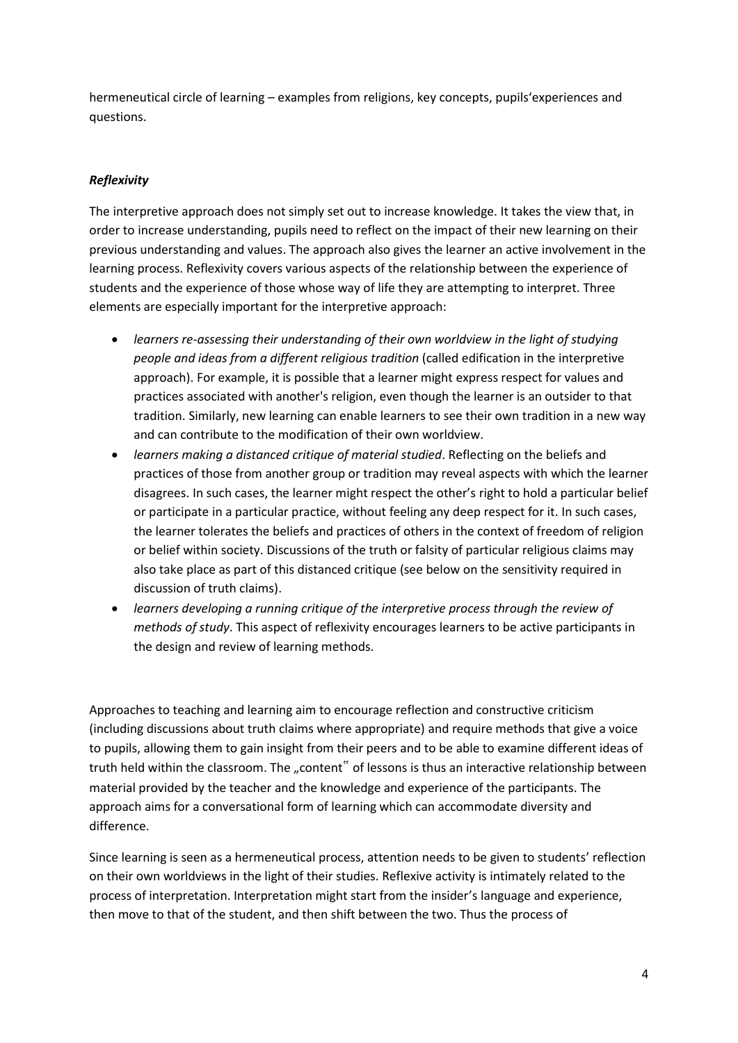hermeneutical circle of learning – examples from religions, key concepts, pupils'experiences and questions.

***Reflexivity***

The interpretive approach does not simply set out to increase knowledge. It takes the view that, in order to increase understanding, pupils need to reflect on the impact of their new learning on their previous understanding and values. The approach also gives the learner an active involvement in the learning process. Reflexivity covers various aspects of the relationship between the experience of students and the experience of those whose way of life they are attempting to interpret. Three elements are especially important for the interpretive approach:

- *learners re-assessing their understanding of their own worldview in the light of studying people and ideas from a different religious tradition* (called edification in the interpretive approach). For example, it is possible that a learner might express respect for values and practices associated with another's religion, even though the learner is an outsider to that tradition. Similarly, new learning can enable learners to see their own tradition in a new way and can contribute to the modification of their own worldview.
- *learners making a distanced critique of material studied*. Reflecting on the beliefs and practices of those from another group or tradition may reveal aspects with which the learner disagrees. In such cases, the learner might respect the other's right to hold a particular belief or participate in a particular practice, without feeling any deep respect for it. In such cases, the learner tolerates the beliefs and practices of others in the context of freedom of religion or belief within society. Discussions of the truth or falsity of particular religious claims may also take place as part of this distanced critique (see below on the sensitivity required in discussion of truth claims).
- *learners developing a running critique of the interpretive process through the review of methods of study*. This aspect of reflexivity encourages learners to be active participants in the design and review of learning methods.

Approaches to teaching and learning aim to encourage reflection and constructive criticism (including discussions about truth claims where appropriate) and require methods that give a voice to pupils, allowing them to gain insight from their peers and to be able to examine different ideas of truth held within the classroom. The „content" of lessons is thus an interactive relationship between material provided by the teacher and the knowledge and experience of the participants. The approach aims for a conversational form of learning which can accommodate diversity and difference.

Since learning is seen as a hermeneutical process, attention needs to be given to students' reflection on their own worldviews in the light of their studies. Reflexive activity is intimately related to the process of interpretation. Interpretation might start from the insider's language and experience, then move to that of the student, and then shift between the two. Thus the process of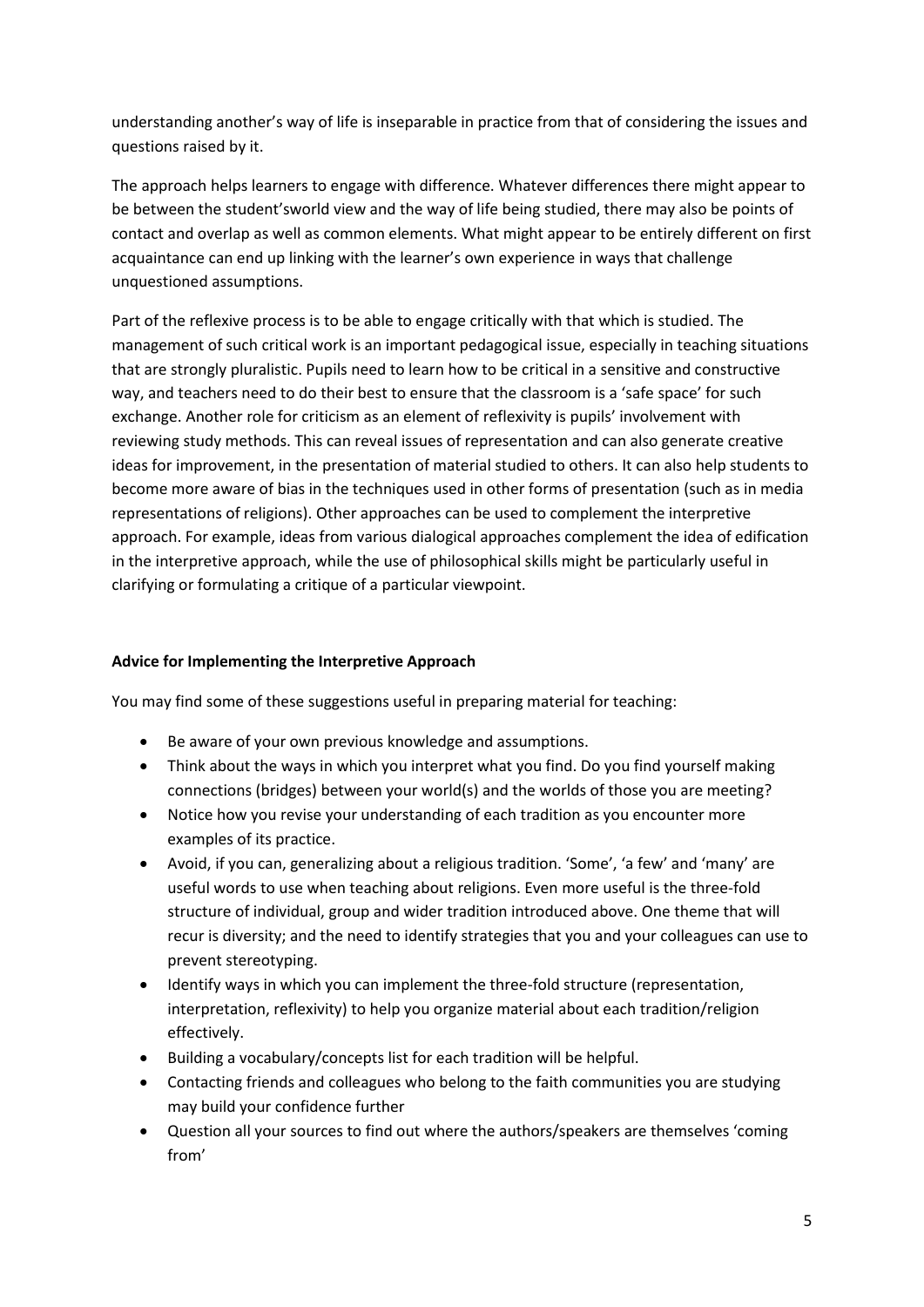understanding another's way of life is inseparable in practice from that of considering the issues and questions raised by it.

The approach helps learners to engage with difference. Whatever differences there might appear to be between the student'sworld view and the way of life being studied, there may also be points of contact and overlap as well as common elements. What might appear to be entirely different on first acquaintance can end up linking with the learner's own experience in ways that challenge unquestioned assumptions.

Part of the reflexive process is to be able to engage critically with that which is studied. The management of such critical work is an important pedagogical issue, especially in teaching situations that are strongly pluralistic. Pupils need to learn how to be critical in a sensitive and constructive way, and teachers need to do their best to ensure that the classroom is a 'safe space' for such exchange. Another role for criticism as an element of reflexivity is pupils' involvement with reviewing study methods. This can reveal issues of representation and can also generate creative ideas for improvement, in the presentation of material studied to others. It can also help students to become more aware of bias in the techniques used in other forms of presentation (such as in media representations of religions). Other approaches can be used to complement the interpretive approach. For example, ideas from various dialogical approaches complement the idea of edification in the interpretive approach, while the use of philosophical skills might be particularly useful in clarifying or formulating a critique of a particular viewpoint.

**Advice for Implementing the Interpretive Approach**

You may find some of these suggestions useful in preparing material for teaching:

- Be aware of your own previous knowledge and assumptions.
- Think about the ways in which you interpret what you find. Do you find yourself making connections (bridges) between your world(s) and the worlds of those you are meeting?
- Notice how you revise your understanding of each tradition as you encounter more examples of its practice.
- Avoid, if you can, generalizing about a religious tradition. 'Some', 'a few' and 'many' are useful words to use when teaching about religions. Even more useful is the three-fold structure of individual, group and wider tradition introduced above. One theme that will recur is diversity; and the need to identify strategies that you and your colleagues can use to prevent stereotyping.
- Identify ways in which you can implement the three-fold structure (representation, interpretation, reflexivity) to help you organize material about each tradition/religion effectively.
- Building a vocabulary/concepts list for each tradition will be helpful.
- Contacting friends and colleagues who belong to the faith communities you are studying may build your confidence further
- Question all your sources to find out where the authors/speakers are themselves 'coming from'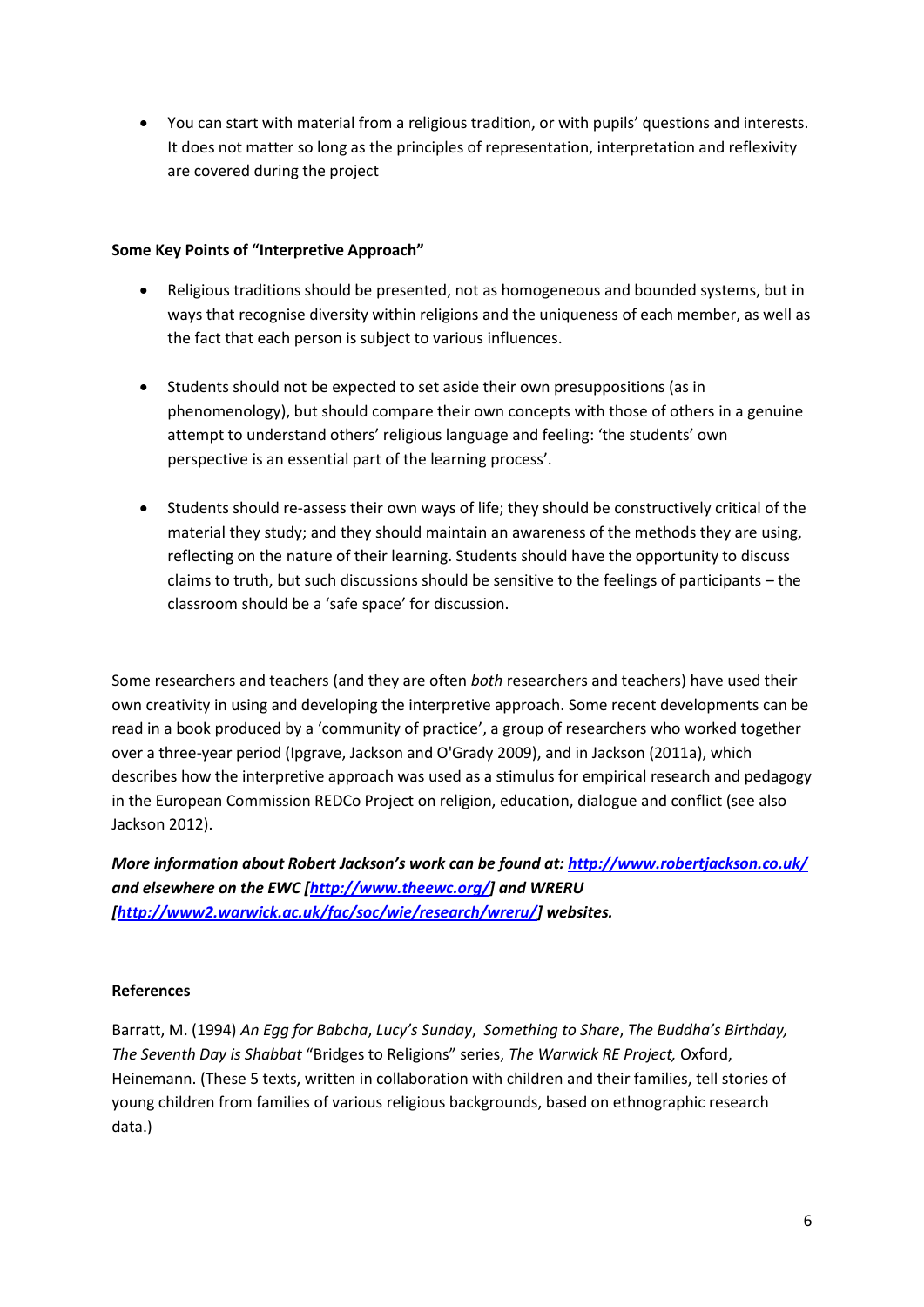- You can start with material from a religious tradition, or with pupils' questions and interests. It does not matter so long as the principles of representation, interpretation and reflexivity are covered during the project

**Some Key Points of "Interpretive Approach"**

- Religious traditions should be presented, not as homogeneous and bounded systems, but in ways that recognise diversity within religions and the uniqueness of each member, as well as the fact that each person is subject to various influences.

- Students should not be expected to set aside their own presuppositions (as in phenomenology), but should compare their own concepts with those of others in a genuine attempt to understand others' religious language and feeling: 'the students' own perspective is an essential part of the learning process'.

- Students should re-assess their own ways of life; they should be constructively critical of the material they study; and they should maintain an awareness of the methods they are using, reflecting on the nature of their learning. Students should have the opportunity to discuss claims to truth, but such discussions should be sensitive to the feelings of participants – the classroom should be a 'safe space' for discussion.

Some researchers and teachers (and they are often *both* researchers and teachers) have used their own creativity in using and developing the interpretive approach. Some recent developments can be read in a book produced by a 'community of practice', a group of researchers who worked together over a three-year period (Ipgrave, Jackson and O'Grady 2009), and in Jackson (2011a), which describes how the interpretive approach was used as a stimulus for empirical research and pedagogy in the European Commission REDCo Project on religion, education, dialogue and conflict (see also Jackson 2012).

***More information about Robert Jackson's work can be found at: [http://www.robertjackson.co.uk/](http://www.robertjackson.co.uk/) and elsewhere on the EWC [[http://www.theewc.org/](http://www.theewc.org/)] and WRERU [[http://www2.warwick.ac.uk/fac/soc/wie/research/wreru/](http://www2.warwick.ac.uk/fac/soc/wie/research/wreru/)] websites.***

**References**

Barratt, M. (1994) *An Egg for Babcha*, *Lucy's Sunday*, *Something to Share*, *The Buddha's Birthday, The Seventh Day is Shabbat* "Bridges to Religions" series, *The Warwick RE Project,* Oxford, Heinemann. (These 5 texts, written in collaboration with children and their families, tell stories of young children from families of various religious backgrounds, based on ethnographic research data.)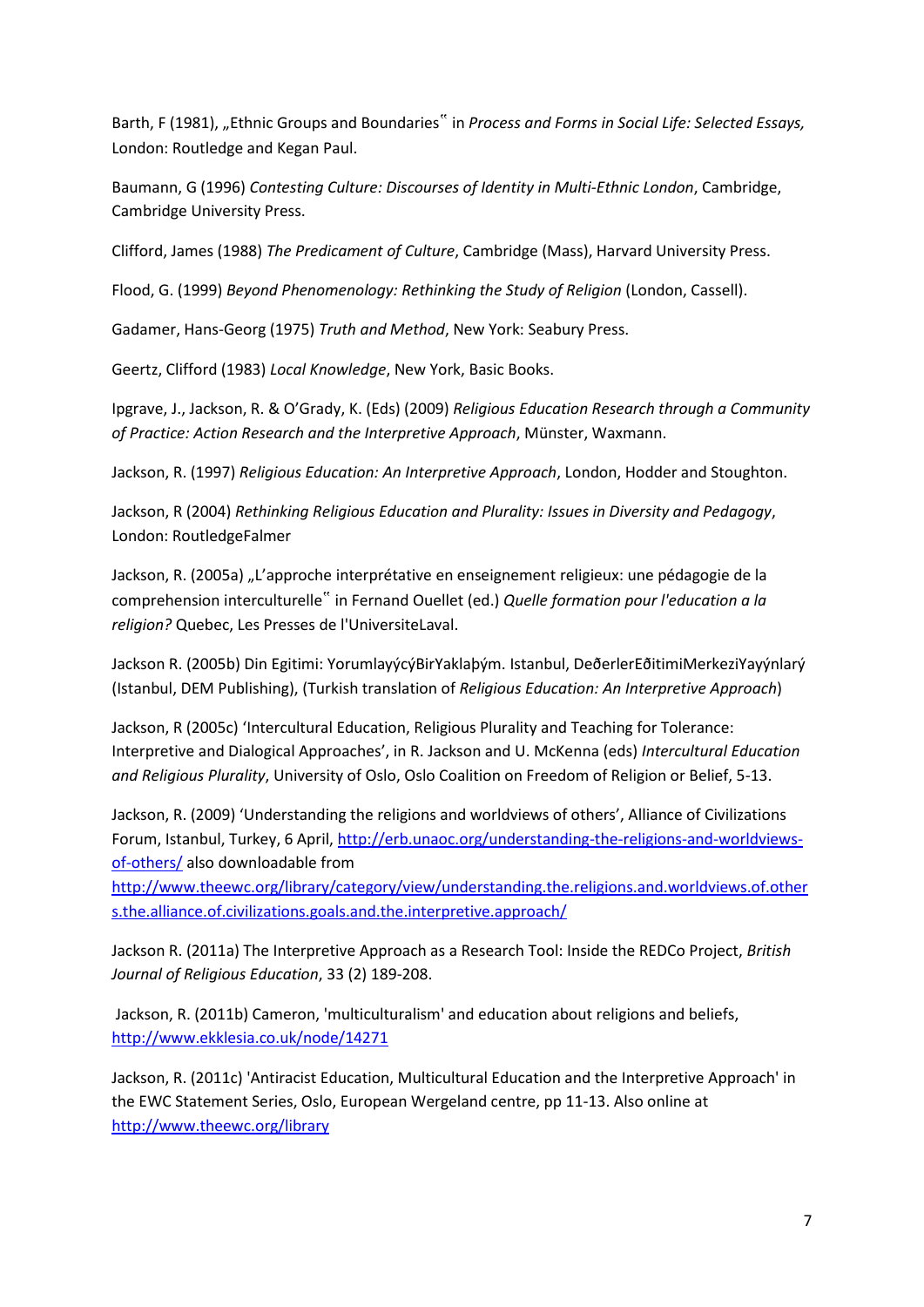Barth, F (1981), „Ethnic Groups and Boundaries" in *Process and Forms in Social Life: Selected Essays,* London: Routledge and Kegan Paul.

Baumann, G (1996) *Contesting Culture: Discourses of Identity in Multi-Ethnic London*, Cambridge, Cambridge University Press.

Clifford, James (1988) *The Predicament of Culture*, Cambridge (Mass), Harvard University Press.

Flood, G. (1999) *Beyond Phenomenology: Rethinking the Study of Religion* (London, Cassell).

Gadamer, Hans-Georg (1975) *Truth and Method*, New York: Seabury Press.

Geertz, Clifford (1983) *Local Knowledge*, New York, Basic Books.

Ipgrave, J., Jackson, R. & O'Grady, K. (Eds) (2009) *Religious Education Research through a Community of Practice: Action Research and the Interpretive Approach*, Münster, Waxmann.

Jackson, R. (1997) *Religious Education: An Interpretive Approach*, London, Hodder and Stoughton.

Jackson, R (2004) *Rethinking Religious Education and Plurality: Issues in Diversity and Pedagogy*, London: RoutledgeFalmer

Jackson, R. (2005a) „L'approche interprétative en enseignement religieux: une pédagogie de la comprehension interculturelle" in Fernand Ouellet (ed.) *Quelle formation pour l'education a la religion?* Quebec, Les Presses de l'UniversiteLaval.

Jackson R. (2005b) Din Egitimi: YorumlayýcýBirYaklaþým. Istanbul, DeðerlerEðitimiMerkeziYayýnlarý (Istanbul, DEM Publishing), (Turkish translation of *Religious Education: An Interpretive Approach*)

Jackson, R (2005c) 'Intercultural Education, Religious Plurality and Teaching for Tolerance: Interpretive and Dialogical Approaches', in R. Jackson and U. McKenna (eds) *Intercultural Education and Religious Plurality*, University of Oslo, Oslo Coalition on Freedom of Religion or Belief, 5-13.

Jackson, R. (2009) 'Understanding the religions and worldviews of others', Alliance of Civilizations Forum, Istanbul, Turkey, 6 April, http://erb.unaoc.org/understanding-the-religions-and-worldviews-of-others/ also downloadable from http://www.theewc.org/library/category/view/understanding.the.religions.and.worldviews.of.others.the.alliance.of.civilizations.goals.and.the.interpretive.approach/

Jackson R. (2011a) The Interpretive Approach as a Research Tool: Inside the REDCo Project, *British Journal of Religious Education*, 33 (2) 189-208.

Jackson, R. (2011b) Cameron, 'multiculturalism' and education about religions and beliefs, http://www.ekklesia.co.uk/node/14271

Jackson, R. (2011c) 'Antiracist Education, Multicultural Education and the Interpretive Approach' in the EWC Statement Series, Oslo, European Wergeland centre, pp 11-13. Also online at http://www.theewc.org/library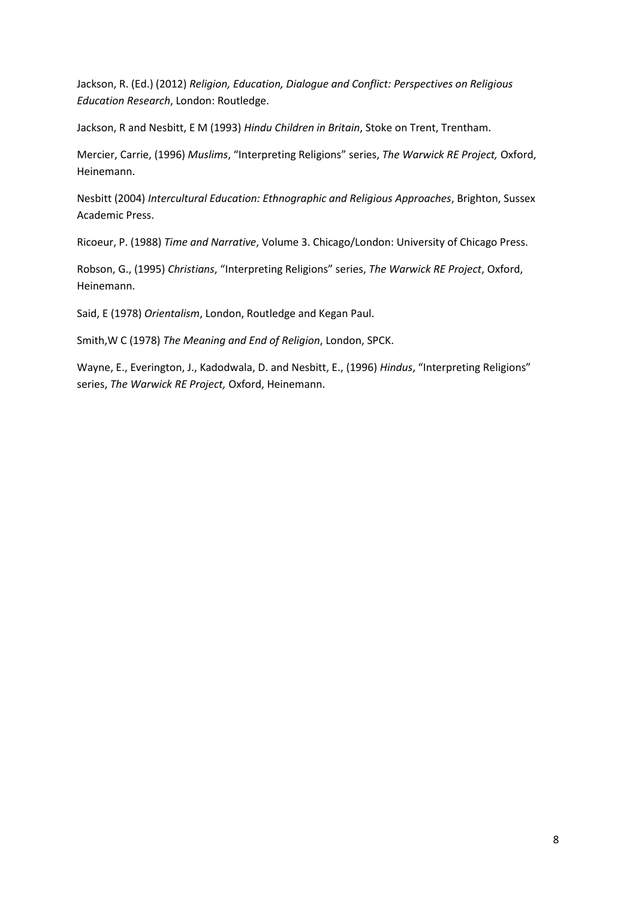Jackson, R. (Ed.) (2012) *Religion, Education, Dialogue and Conflict: Perspectives on Religious Education Research*, London: Routledge.

Jackson, R and Nesbitt, E M (1993) *Hindu Children in Britain*, Stoke on Trent, Trentham.

Mercier, Carrie, (1996) *Muslims*, "Interpreting Religions" series, *The Warwick RE Project,* Oxford, Heinemann.

Nesbitt (2004) *Intercultural Education: Ethnographic and Religious Approaches*, Brighton, Sussex Academic Press.

Ricoeur, P. (1988) *Time and Narrative*, Volume 3. Chicago/London: University of Chicago Press.

Robson, G., (1995) *Christians*, "Interpreting Religions" series, *The Warwick RE Project*, Oxford, Heinemann.

Said, E (1978) *Orientalism*, London, Routledge and Kegan Paul.

Smith,W C (1978) *The Meaning and End of Religion*, London, SPCK.

Wayne, E., Everington, J., Kadodwala, D. and Nesbitt, E., (1996) *Hindus*, "Interpreting Religions" series, *The Warwick RE Project,* Oxford, Heinemann.